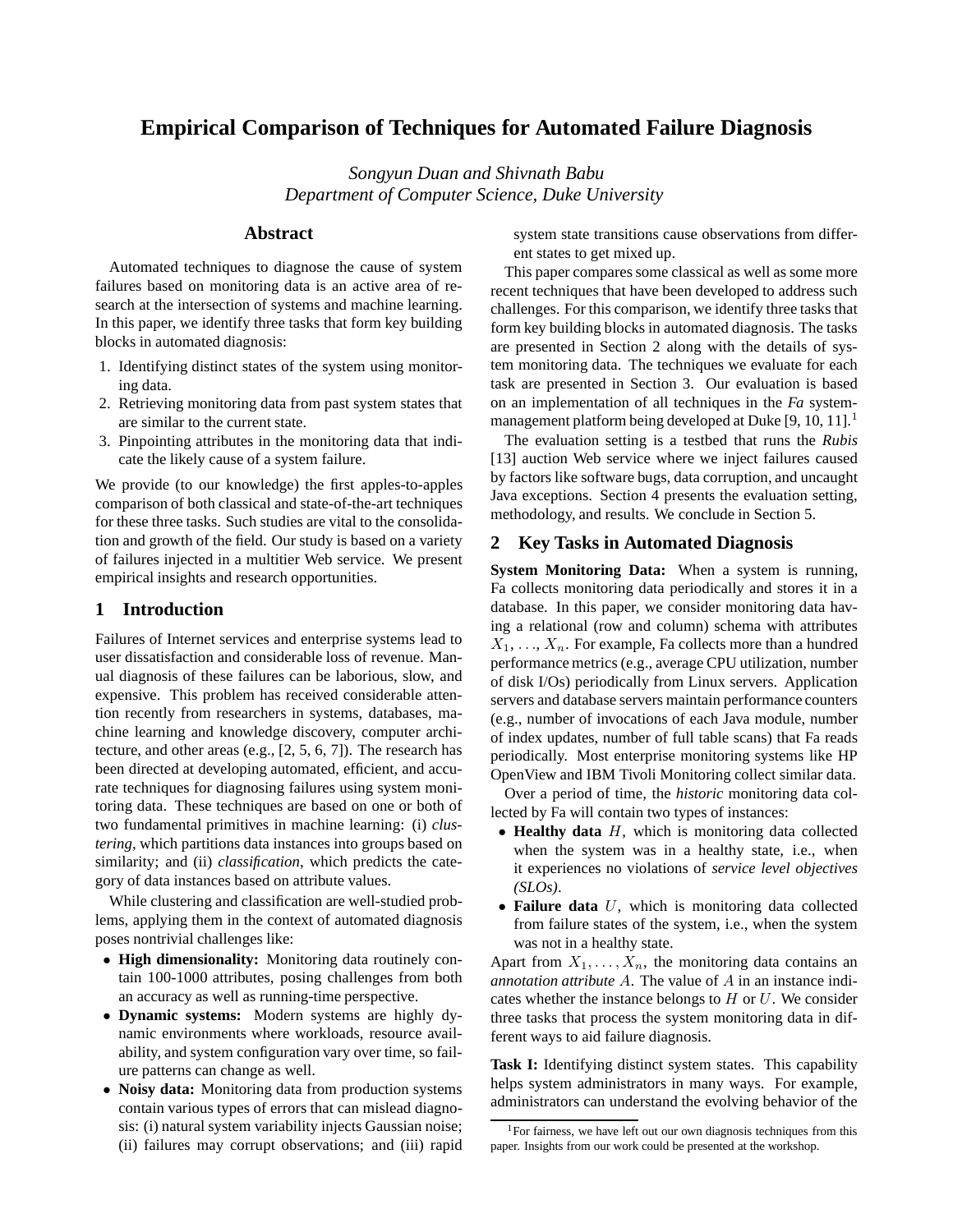# Empirical Comparison of Techniques for Automated Failure Diagnosis

*Songyun Duan and Shivnath Babu*
*Department of Computer Science, Duke University*

## Abstract

Automated techniques to diagnose the cause of system failures based on monitoring data is an active area of research at the intersection of systems and machine learning. In this paper, we identify three tasks that form key building blocks in automated diagnosis:

1. Identifying distinct states of the system using monitoring data.
2. Retrieving monitoring data from past system states that are similar to the current state.
3. Pinpointing attributes in the monitoring data that indicate the likely cause of a system failure.

We provide (to our knowledge) the first apples-to-apples comparison of both classical and state-of-the-art techniques for these three tasks. Such studies are vital to the consolidation and growth of the field. Our study is based on a variety of failures injected in a multitier Web service. We present empirical insights and research opportunities.

## 1 Introduction

Failures of Internet services and enterprise systems lead to user dissatisfaction and considerable loss of revenue. Manual diagnosis of these failures can be laborious, slow, and expensive. This problem has received considerable attention recently from researchers in systems, databases, machine learning and knowledge discovery, computer architecture, and other areas (e.g., [2, 5, 6, 7]). The research has been directed at developing automated, efficient, and accurate techniques for diagnosing failures using system monitoring data. These techniques are based on one or both of two fundamental primitives in machine learning: (i) *clustering*, which partitions data instances into groups based on similarity; and (ii) *classification*, which predicts the category of data instances based on attribute values.

While clustering and classification are well-studied problems, applying them in the context of automated diagnosis poses nontrivial challenges like:

- **High dimensionality:** Monitoring data routinely contain 100-1000 attributes, posing challenges from both an accuracy as well as running-time perspective.
- **Dynamic systems:** Modern systems are highly dynamic environments where workloads, resource availability, and system configuration vary over time, so failure patterns can change as well.
- **Noisy data:** Monitoring data from production systems contain various types of errors that can mislead diagnosis: (i) natural system variability injects Gaussian noise; (ii) failures may corrupt observations; and (iii) rapid system state transitions cause observations from different states to get mixed up.

This paper compares some classical as well as some more recent techniques that have been developed to address such challenges. For this comparison, we identify three tasks that form key building blocks in automated diagnosis. The tasks are presented in Section 2 along with the details of system monitoring data. The techniques we evaluate for each task are presented in Section 3. Our evaluation is based on an implementation of all techniques in the *Fa* system-management platform being developed at Duke [9, 10, 11].[1]

The evaluation setting is a testbed that runs the *Rubis* [13] auction Web service where we inject failures caused by factors like software bugs, data corruption, and uncaught Java exceptions. Section 4 presents the evaluation setting, methodology, and results. We conclude in Section 5.

## 2 Key Tasks in Automated Diagnosis

**System Monitoring Data:** When a system is running, Fa collects monitoring data periodically and stores it in a database. In this paper, we consider monitoring data having a relational (row and column) schema with attributes $X_1, \ldots, X_n$. For example, Fa collects more than a hundred performance metrics (e.g., average CPU utilization, number of disk I/Os) periodically from Linux servers. Application servers and database servers maintain performance counters (e.g., number of invocations of each Java module, number of index updates, number of full table scans) that Fa reads periodically. Most enterprise monitoring systems like HP OpenView and IBM Tivoli Monitoring collect similar data.

Over a period of time, the *historic* monitoring data collected by Fa will contain two types of instances:

- **Healthy data** $H$, which is monitoring data collected when the system was in a healthy state, i.e., when it experiences no violations of *service level objectives (SLOs)*.
- **Failure data** $U$, which is monitoring data collected from failure states of the system, i.e., when the system was not in a healthy state.

Apart from $X_1, \ldots, X_n$, the monitoring data contains an *annotation attribute* $A$. The value of $A$ in an instance indicates whether the instance belongs to $H$ or $U$. We consider three tasks that process the system monitoring data in different ways to aid failure diagnosis.

**Task I:** Identifying distinct system states. This capability helps system administrators in many ways. For example, administrators can understand the evolving behavior of the

[1] For fairness, we have left out our own diagnosis techniques from this paper. Insights from our work could be presented at the workshop.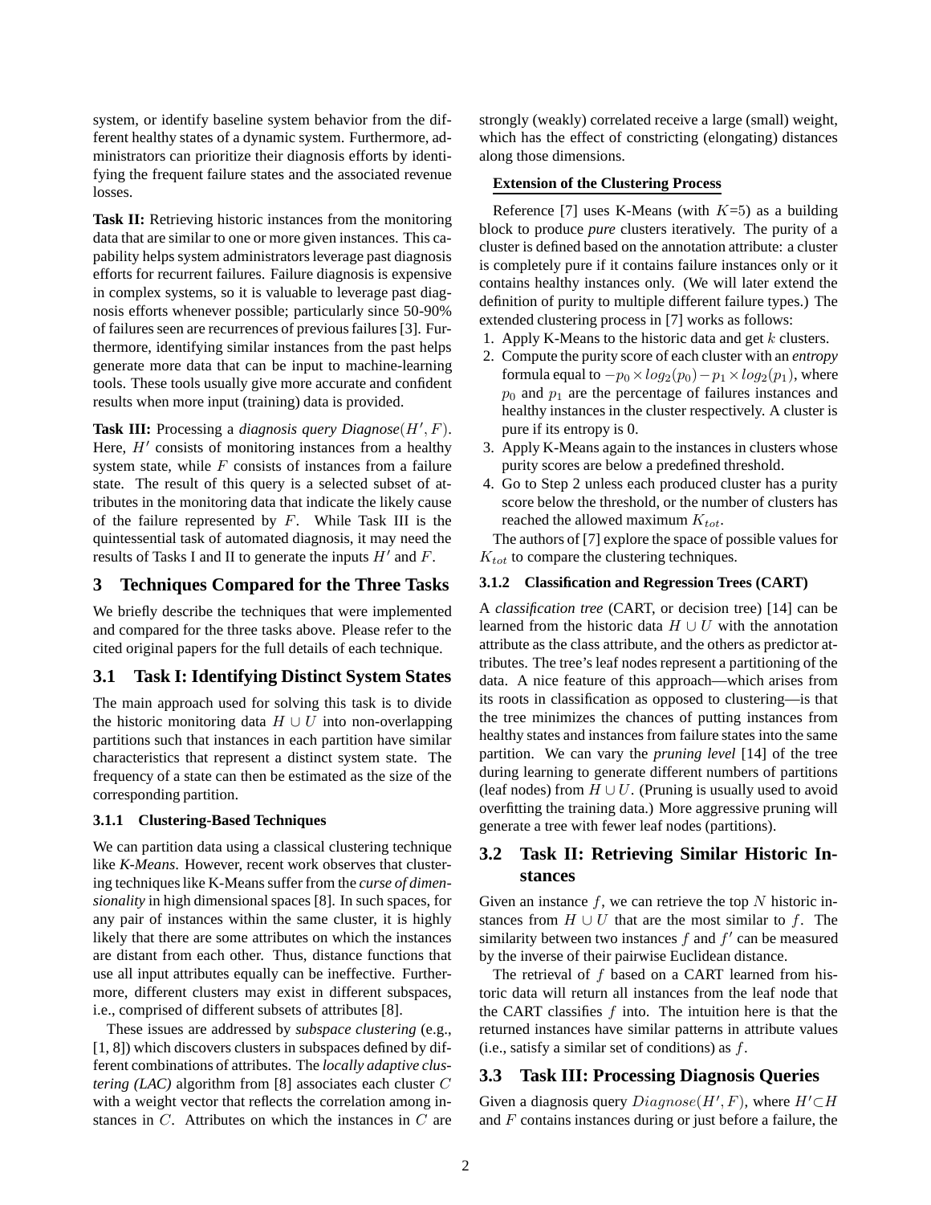system, or identify baseline system behavior from the different healthy states of a dynamic system. Furthermore, administrators can prioritize their diagnosis efforts by identifying the frequent failure states and the associated revenue losses.

**Task II:** Retrieving historic instances from the monitoring data that are similar to one or more given instances. This capability helps system administrators leverage past diagnosis efforts for recurrent failures. Failure diagnosis is expensive in complex systems, so it is valuable to leverage past diagnosis efforts whenever possible; particularly since 50-90% of failures seen are recurrences of previous failures [3]. Furthermore, identifying similar instances from the past helps generate more data that can be input to machine-learning tools. These tools usually give more accurate and confident results when more input (training) data is provided.

**Task III:** Processing a *diagnosis query Diagnose*$(H', F)$. Here, $H'$ consists of monitoring instances from a healthy system state, while $F$ consists of instances from a failure state. The result of this query is a selected subset of attributes in the monitoring data that indicate the likely cause of the failure represented by $F$. While Task III is the quintessential task of automated diagnosis, it may need the results of Tasks I and II to generate the inputs $H'$ and $F$.

# 3 Techniques Compared for the Three Tasks

We briefly describe the techniques that were implemented and compared for the three tasks above. Please refer to the cited original papers for the full details of each technique.

## 3.1 Task I: Identifying Distinct System States

The main approach used for solving this task is to divide the historic monitoring data $H \cup U$ into non-overlapping partitions such that instances in each partition have similar characteristics that represent a distinct system state. The frequency of a state can then be estimated as the size of the corresponding partition.

### 3.1.1 Clustering-Based Techniques

We can partition data using a classical clustering technique like *K-Means*. However, recent work observes that clustering techniques like K-Means suffer from the *curse of dimensionality* in high dimensional spaces [8]. In such spaces, for any pair of instances within the same cluster, it is highly likely that there are some attributes on which the instances are distant from each other. Thus, distance functions that use all input attributes equally can be ineffective. Furthermore, different clusters may exist in different subspaces, i.e., comprised of different subsets of attributes [8].

These issues are addressed by *subspace clustering* (e.g., [1, 8]) which discovers clusters in subspaces defined by different combinations of attributes. The *locally adaptive clustering (LAC)* algorithm from [8] associates each cluster $C$ with a weight vector that reflects the correlation among instances in $C$. Attributes on which the instances in $C$ are strongly (weakly) correlated receive a large (small) weight, which has the effect of constricting (elongating) distances along those dimensions.

**Extension of the Clustering Process**

Reference [7] uses K-Means (with $K$=5) as a building block to produce ***pure*** clusters iteratively. The purity of a cluster is defined based on the annotation attribute: a cluster is completely pure if it contains failure instances only or it contains healthy instances only. (We will later extend the definition of purity to multiple different failure types.) The extended clustering process in [7] works as follows:

1. Apply K-Means to the historic data and get $k$ clusters.
2. Compute the purity score of each cluster with an *entropy* formula equal to $-p_0 \times log_2(p_0) - p_1 \times log_2(p_1)$, where $p_0$ and $p_1$ are the percentage of failures instances and healthy instances in the cluster respectively. A cluster is pure if its entropy is 0.
3. Apply K-Means again to the instances in clusters whose purity scores are below a predefined threshold.
4. Go to Step 2 unless each produced cluster has a purity score below the threshold, or the number of clusters has reached the allowed maximum $K_{tot}$.

The authors of [7] explore the space of possible values for $K_{tot}$ to compare the clustering techniques.

### 3.1.2 Classification and Regression Trees (CART)

A *classification tree* (CART, or decision tree) [14] can be learned from the historic data $H \cup U$ with the annotation attribute as the class attribute, and the others as predictor attributes. The tree's leaf nodes represent a partitioning of the data. A nice feature of this approach—which arises from its roots in classification as opposed to clustering—is that the tree minimizes the chances of putting instances from healthy states and instances from failure states into the same partition. We can vary the ***pruning level*** [14] of the tree during learning to generate different numbers of partitions (leaf nodes) from $H \cup U$. (Pruning is usually used to avoid overfitting the training data.) More aggressive pruning will generate a tree with fewer leaf nodes (partitions).

## 3.2 Task II: Retrieving Similar Historic Instances

Given an instance $f$, we can retrieve the top $N$ historic instances from $H \cup U$ that are the most similar to $f$. The similarity between two instances $f$ and $f'$ can be measured by the inverse of their pairwise Euclidean distance.

The retrieval of $f$ based on a CART learned from historic data will return all instances from the leaf node that the CART classifies $f$ into. The intuition here is that the returned instances have similar patterns in attribute values (i.e., satisfy a similar set of conditions) as $f$.

## 3.3 Task III: Processing Diagnosis Queries

Given a diagnosis query $Diagnose(H', F)$, where $H' \subset H$ and $F$ contains instances during or just before a failure, the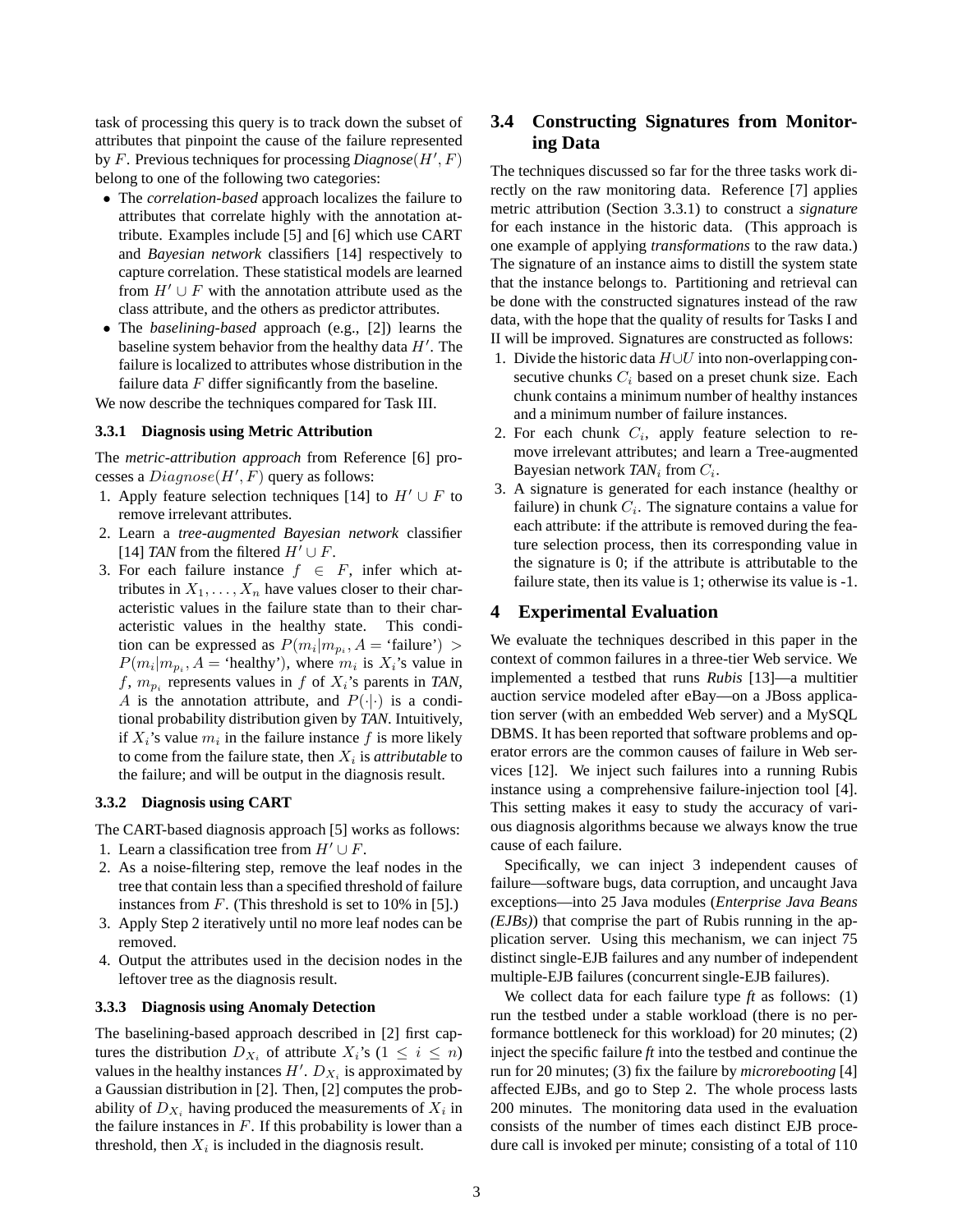task of processing this query is to track down the subset of attributes that pinpoint the cause of the failure represented by $F$. Previous techniques for processing *Diagnose*$(H', F)$ belong to one of the following two categories:

- The *correlation-based* approach localizes the failure to attributes that correlate highly with the annotation attribute. Examples include [5] and [6] which use CART and *Bayesian network* classifiers [14] respectively to capture correlation. These statistical models are learned from $H' \cup F$ with the annotation attribute used as the class attribute, and the others as predictor attributes.
- The *baselining-based* approach (e.g., [2]) learns the baseline system behavior from the healthy data $H'$. The failure is localized to attributes whose distribution in the failure data $F$ differ significantly from the baseline.

We now describe the techniques compared for Task III.

#### 3.3.1 Diagnosis using Metric Attribution

The *metric-attribution approach* from Reference [6] processes a $Diagnose(H', F)$ query as follows:

1. Apply feature selection techniques [14] to $H' \cup F$ to remove irrelevant attributes.
2. Learn a *tree-augmented Bayesian network* classifier [14] *TAN* from the filtered $H' \cup F$.
3. For each failure instance $f \in F$, infer which attributes in $X_1, \ldots, X_n$ have values closer to their characteristic values in the failure state than to their characteristic values in the healthy state. This condition can be expressed as $P(m_i | m_{p_i}, A = \text{'failure'}) > P(m_i | m_{p_i}, A = \text{'healthy'})$, where $m_i$ is $X_i$'s value in $f$, $m_{p_i}$ represents values in $f$ of $X_i$'s parents in *TAN*, $A$ is the annotation attribute, and $P(\cdot|\cdot)$ is a conditional probability distribution given by *TAN*. Intuitively, if $X_i$'s value $m_i$ in the failure instance $f$ is more likely to come from the failure state, then $X_i$ is *attributable* to the failure; and will be output in the diagnosis result.

#### 3.3.2 Diagnosis using CART

The CART-based diagnosis approach [5] works as follows:

1. Learn a classification tree from $H' \cup F$.
2. As a noise-filtering step, remove the leaf nodes in the tree that contain less than a specified threshold of failure instances from $F$. (This threshold is set to 10% in [5].)
3. Apply Step 2 iteratively until no more leaf nodes can be removed.
4. Output the attributes used in the decision nodes in the leftover tree as the diagnosis result.

#### 3.3.3 Diagnosis using Anomaly Detection

The baselining-based approach described in [2] first captures the distribution $D_{X_i}$ of attribute $X_i$'s ($1 \le i \le n$) values in the healthy instances $H'$. $D_{X_i}$ is approximated by a Gaussian distribution in [2]. Then, [2] computes the probability of $D_{X_i}$ having produced the measurements of $X_i$ in the failure instances in $F$. If this probability is lower than a threshold, then $X_i$ is included in the diagnosis result.

### 3.4 Constructing Signatures from Monitoring Data

The techniques discussed so far for the three tasks work directly on the raw monitoring data. Reference [7] applies metric attribution (Section 3.3.1) to construct a *signature* for each instance in the historic data. (This approach is one example of applying *transformations* to the raw data.) The signature of an instance aims to distill the system state that the instance belongs to. Partitioning and retrieval can be done with the constructed signatures instead of the raw data, with the hope that the quality of results for Tasks I and II will be improved. Signatures are constructed as follows:

1. Divide the historic data $H \cup U$ into non-overlapping consecutive chunks $C_i$ based on a preset chunk size. Each chunk contains a minimum number of healthy instances and a minimum number of failure instances.
2. For each chunk $C_i$, apply feature selection to remove irrelevant attributes; and learn a Tree-augmented Bayesian network *TAN*$_i$ from $C_i$.
3. A signature is generated for each instance (healthy or failure) in chunk $C_i$. The signature contains a value for each attribute: if the attribute is removed during the feature selection process, then its corresponding value in the signature is 0; if the attribute is attributable to the failure state, then its value is 1; otherwise its value is -1.

## 4 Experimental Evaluation

We evaluate the techniques described in this paper in the context of common failures in a three-tier Web service. We implemented a testbed that runs *Rubis* [13]—a multitier auction service modeled after eBay—on a JBoss application server (with an embedded Web server) and a MySQL DBMS. It has been reported that software problems and operator errors are the common causes of failure in Web services [12]. We inject such failures into a running Rubis instance using a comprehensive failure-injection tool [4]. This setting makes it easy to study the accuracy of various diagnosis algorithms because we always know the true cause of each failure.

Specifically, we can inject 3 independent causes of failure—software bugs, data corruption, and uncaught Java exceptions—into 25 Java modules (*Enterprise Java Beans (EJBs)*) that comprise the part of Rubis running in the application server. Using this mechanism, we can inject 75 distinct single-EJB failures and any number of independent multiple-EJB failures (concurrent single-EJB failures).

We collect data for each failure type *ft* as follows: (1) run the testbed under a stable workload (there is no performance bottleneck for this workload) for 20 minutes; (2) inject the specific failure *ft* into the testbed and continue the run for 20 minutes; (3) fix the failure by *microrebooting* [4] affected EJBs, and go to Step 2. The whole process lasts 200 minutes. The monitoring data used in the evaluation consists of the number of times each distinct EJB procedure call is invoked per minute; consisting of a total of 110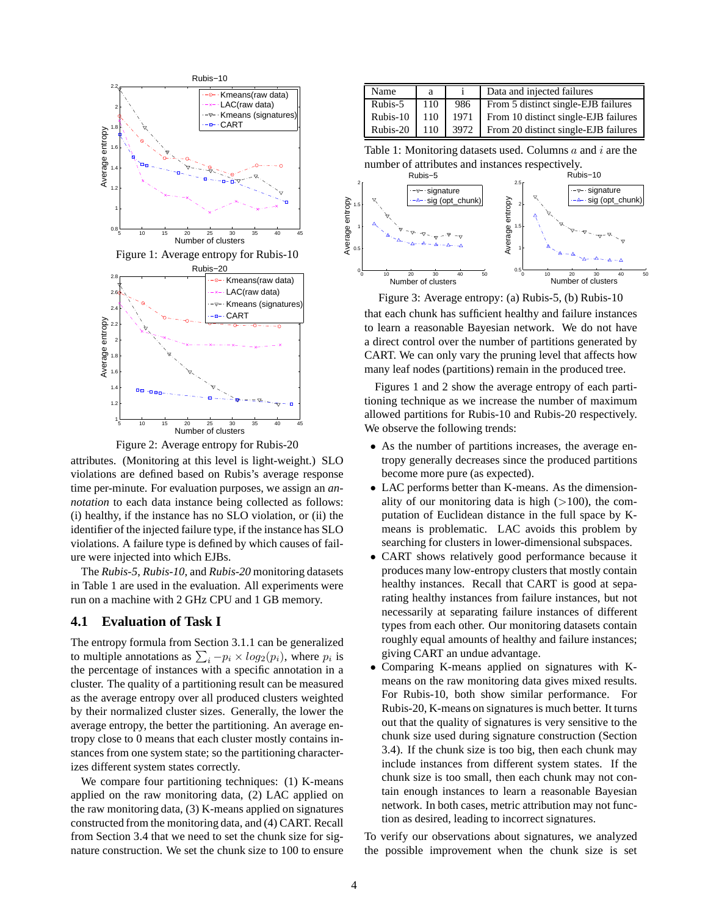Figure 1: Average entropy for Rubis-10

Figure 2: Average entropy for Rubis-20

attributes. (Monitoring at this level is light-weight.) SLO violations are defined based on Rubis's average response time per-minute. For evaluation purposes, we assign an *annotation* to each data instance being collected as follows: (i) healthy, if the instance has no SLO violation, or (ii) the identifier of the injected failure type, if the instance has SLO violations. A failure type is defined by which causes of failure were injected into which EJBs.

The *Rubis-5*, *Rubis-10*, and *Rubis-20* monitoring datasets in Table 1 are used in the evaluation. All experiments were run on a machine with 2 GHz CPU and 1 GB memory.

### 4.1 Evaluation of Task I

The entropy formula from Section 3.1.1 can be generalized to multiple annotations as $\sum_i -p_i \times log_2(p_i)$, where $p_i$ is the percentage of instances with a specific annotation in a cluster. The quality of a partitioning result can be measured as the average entropy over all produced clusters weighted by their normalized cluster sizes. Generally, the lower the average entropy, the better the partitioning. An average entropy close to 0 means that each cluster mostly contains instances from one system state; so the partitioning characterizes different system states correctly.

We compare four partitioning techniques: (1) K-means applied on the raw monitoring data, (2) LAC applied on the raw monitoring data, (3) K-means applied on signatures constructed from the monitoring data, and (4) CART. Recall from Section 3.4 that we need to set the chunk size for signature construction. We set the chunk size to 100 to ensure

| Name | a | i | Data and injected failures |
|---|---|---|---|
| Rubis-5 | 110 | 986 | From 5 distinct single-EJB failures |
| Rubis-10 | 110 | 1971 | From 10 distinct single-EJB failures |
| Rubis-20 | 110 | 3972 | From 20 distinct single-EJB failures |

Table 1: Monitoring datasets used. Columns $a$ and $i$ are the number of attributes and instances respectively.

Figure 3: Average entropy: (a) Rubis-5, (b) Rubis-10

that each chunk has sufficient healthy and failure instances to learn a reasonable Bayesian network. We do not have a direct control over the number of partitions generated by CART. We can only vary the pruning level that affects how many leaf nodes (partitions) remain in the produced tree.

Figures 1 and 2 show the average entropy of each partitioning technique as we increase the number of maximum allowed partitions for Rubis-10 and Rubis-20 respectively. We observe the following trends:

- As the number of partitions increases, the average entropy generally decreases since the produced partitions become more pure (as expected).
- LAC performs better than K-means. As the dimensionality of our monitoring data is high (>100), the computation of Euclidean distance in the full space by K-means is problematic. LAC avoids this problem by searching for clusters in lower-dimensional subspaces.
- CART shows relatively good performance because it produces many low-entropy clusters that mostly contain healthy instances. Recall that CART is good at separating healthy instances from failure instances, but not necessarily at separating failure instances of different types from each other. Our monitoring datasets contain roughly equal amounts of healthy and failure instances; giving CART an undue advantage.
- Comparing K-means applied on signatures with K-means on the raw monitoring data gives mixed results. For Rubis-10, both show similar performance. For Rubis-20, K-means on signatures is much better. It turns out that the quality of signatures is very sensitive to the chunk size used during signature construction (Section 3.4). If the chunk size is too big, then each chunk may include instances from different system states. If the chunk size is too small, then each chunk may not contain enough instances to learn a reasonable Bayesian network. In both cases, metric attribution may not function as desired, leading to incorrect signatures.

To verify our observations about signatures, we analyzed the possible improvement when the chunk size is set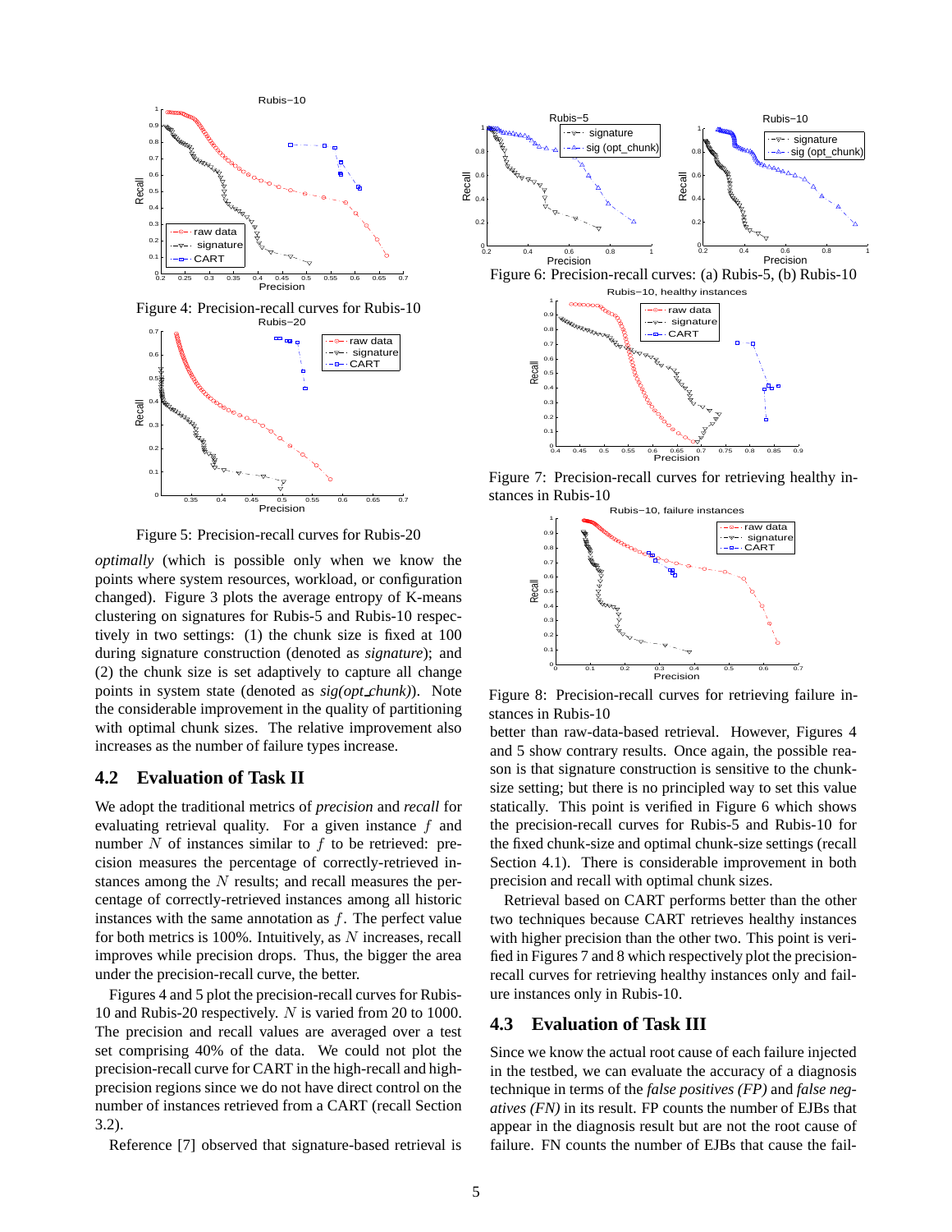Figure 4: Precision-recall curves for Rubis-10

Figure 5: Precision-recall curves for Rubis-20

*optimally* (which is possible only when we know the points where system resources, workload, or configuration changed). Figure 3 plots the average entropy of K-means clustering on signatures for Rubis-5 and Rubis-10 respectively in two settings: (1) the chunk size is fixed at 100 during signature construction (denoted as *signature*); and (2) the chunk size is set adaptively to capture all change points in system state (denoted as *sig(opt_chunk)*). Note the considerable improvement in the quality of partitioning with optimal chunk sizes. The relative improvement also increases as the number of failure types increase.

## 4.2 Evaluation of Task II

We adopt the traditional metrics of *precision* and *recall* for evaluating retrieval quality. For a given instance $f$ and number $N$ of instances similar to $f$ to be retrieved: precision measures the percentage of correctly-retrieved instances among the $N$ results; and recall measures the percentage of correctly-retrieved instances among all historic instances with the same annotation as $f$. The perfect value for both metrics is 100%. Intuitively, as $N$ increases, recall improves while precision drops. Thus, the bigger the area under the precision-recall curve, the better.

Figures 4 and 5 plot the precision-recall curves for Rubis-10 and Rubis-20 respectively. $N$ is varied from 20 to 1000. The precision and recall values are averaged over a test set comprising 40% of the data. We could not plot the precision-recall curve for CART in the high-recall and high-precision regions since we do not have direct control on the number of instances retrieved from a CART (recall Section 3.2).

Reference [7] observed that signature-based retrieval is better than raw-data-based retrieval. However, Figures 4 and 5 show contrary results. Once again, the possible reason is that signature construction is sensitive to the chunk-size setting; but there is no principled way to set this value statically. This point is verified in Figure 6 which shows the precision-recall curves for Rubis-5 and Rubis-10 for the fixed chunk-size and optimal chunk-size settings (recall Section 4.1). There is considerable improvement in both precision and recall with optimal chunk sizes.

Figure 6: Precision-recall curves: (a) Rubis-5, (b) Rubis-10

Figure 7: Precision-recall curves for retrieving healthy instances in Rubis-10

Figure 8: Precision-recall curves for retrieving failure instances in Rubis-10

Retrieval based on CART performs better than the other two techniques because CART retrieves healthy instances with higher precision than the other two. This point is verified in Figures 7 and 8 which respectively plot the precision-recall curves for retrieving healthy instances only and failure instances only in Rubis-10.

## 4.3 Evaluation of Task III

Since we know the actual root cause of each failure injected in the testbed, we can evaluate the accuracy of a diagnosis technique in terms of the *false positives (FP)* and *false negatives (FN)* in its result. FP counts the number of EJBs that appear in the diagnosis result but are not the root cause of failure. FN counts the number of EJBs that cause the fail-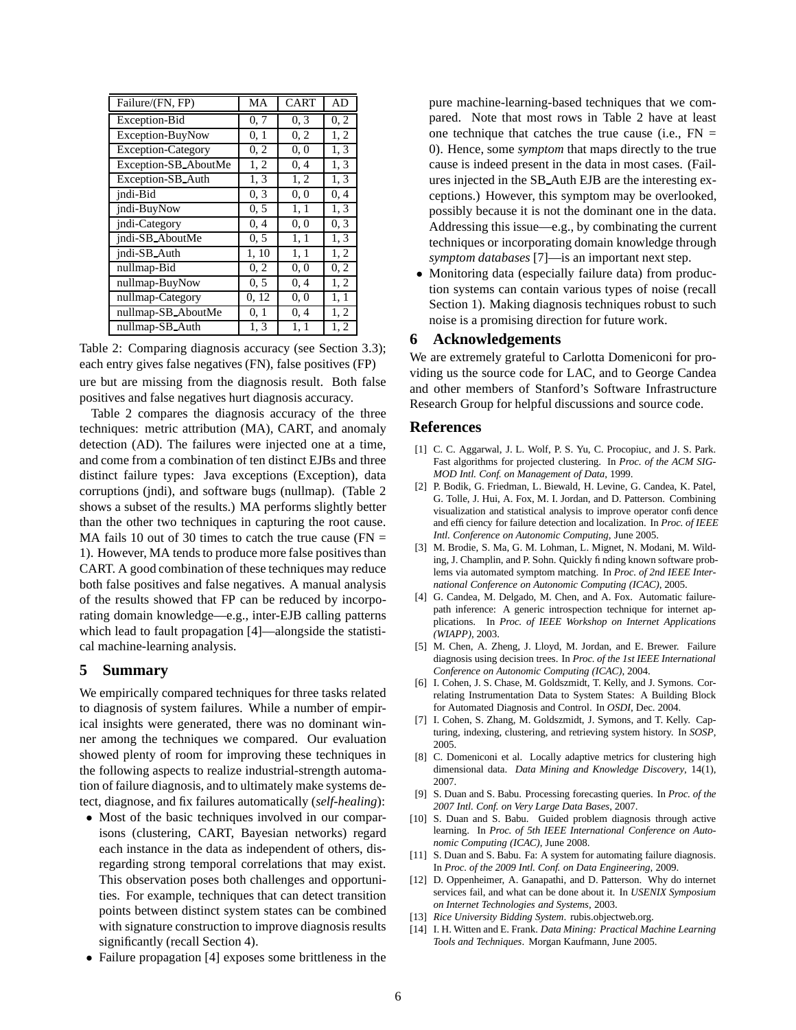| Failure/(FN, FP) | MA | CART | AD |
|---|---|---|---|
| Exception-Bid | 0, 7 | 0, 3 | 0, 2 |
| Exception-BuyNow | 0, 1 | 0, 2 | 1, 2 |
| Exception-Category | 0, 2 | 0, 0 | 1, 3 |
| Exception-SB_AboutMe | 1, 2 | 0, 4 | 1, 3 |
| Exception-SB_Auth | 1, 3 | 1, 2 | 1, 3 |
| jndi-Bid | 0, 3 | 0, 0 | 0, 4 |
| jndi-BuyNow | 0, 5 | 1, 1 | 1, 3 |
| jndi-Category | 0, 4 | 0, 0 | 0, 3 |
| jndi-SB_AboutMe | 0, 5 | 1, 1 | 1, 3 |
| jndi-SB_Auth | 1, 10 | 1, 1 | 1, 2 |
| nullmap-Bid | 0, 2 | 0, 0 | 0, 2 |
| nullmap-BuyNow | 0, 5 | 0, 4 | 1, 2 |
| nullmap-Category | 0, 12 | 0, 0 | 1, 1 |
| nullmap-SB_AboutMe | 0, 1 | 0, 4 | 1, 2 |
| nullmap-SB_Auth | 1, 3 | 1, 1 | 1, 2 |

Table 2: Comparing diagnosis accuracy (see Section 3.3); each entry gives false negatives (FN), false positives (FP)

ure but are missing from the diagnosis result. Both false positives and false negatives hurt diagnosis accuracy.

Table 2 compares the diagnosis accuracy of the three techniques: metric attribution (MA), CART, and anomaly detection (AD). The failures were injected one at a time, and come from a combination of ten distinct EJBs and three distinct failure types: Java exceptions (Exception), data corruptions (jndi), and software bugs (nullmap). (Table 2 shows a subset of the results.) MA performs slightly better than the other two techniques in capturing the root cause. MA fails 10 out of 30 times to catch the true cause (FN = 1). However, MA tends to produce more false positives than CART. A good combination of these techniques may reduce both false positives and false negatives. A manual analysis of the results showed that FP can be reduced by incorporating domain knowledge—e.g., inter-EJB calling patterns which lead to fault propagation [4]—alongside the statistical machine-learning analysis.

## 5 Summary

We empirically compared techniques for three tasks related to diagnosis of system failures. While a number of empirical insights were generated, there was no dominant winner among the techniques we compared. Our evaluation showed plenty of room for improving these techniques in the following aspects to realize industrial-strength automation of failure diagnosis, and to ultimately make systems detect, diagnose, and fix failures automatically (*self-healing*):

- Most of the basic techniques involved in our comparisons (clustering, CART, Bayesian networks) regard each instance in the data as independent of others, disregarding strong temporal correlations that may exist. This observation poses both challenges and opportunities. For example, techniques that can detect transition points between distinct system states can be combined with signature construction to improve diagnosis results significantly (recall Section 4).
- Failure propagation [4] exposes some brittleness in the pure machine-learning-based techniques that we compared. Note that most rows in Table 2 have at least one technique that catches the true cause (i.e., FN = 0). Hence, some *symptom* that maps directly to the true cause is indeed present in the data in most cases. (Failures injected in the SB_Auth EJB are the interesting exceptions.) However, this symptom may be overlooked, possibly because it is not the dominant one in the data. Addressing this issue—e.g., by combinating the current techniques or incorporating domain knowledge through *symptom databases* [7]—is an important next step.
- Monitoring data (especially failure data) from production systems can contain various types of noise (recall Section 1). Making diagnosis techniques robust to such noise is a promising direction for future work.

## 6 Acknowledgements

We are extremely grateful to Carlotta Domeniconi for providing us the source code for LAC, and to George Candea and other members of Stanford's Software Infrastructure Research Group for helpful discussions and source code.

## References

[1] C. C. Aggarwal, J. L. Wolf, P. S. Yu, C. Procopiuc, and J. S. Park. Fast algorithms for projected clustering. In *Proc. of the ACM SIGMOD Intl. Conf. on Management of Data*, 1999.

[2] P. Bodik, G. Friedman, L. Biewald, H. Levine, G. Candea, K. Patel, G. Tolle, J. Hui, A. Fox, M. I. Jordan, and D. Patterson. Combining visualization and statistical analysis to improve operator confidence and efficiency for failure detection and localization. In *Proc. of IEEE Intl. Conference on Autonomic Computing*, June 2005.

[3] M. Brodie, S. Ma, G. M. Lohman, L. Mignet, N. Modani, M. Wilding, J. Champlin, and P. Sohn. Quickly finding known software problems via automated symptom matching. In *Proc. of 2nd IEEE International Conference on Autonomic Computing (ICAC)*, 2005.

[4] G. Candea, M. Delgado, M. Chen, and A. Fox. Automatic failure-path inference: A generic introspection technique for internet applications. In *Proc. of IEEE Workshop on Internet Applications (WIAPP)*, 2003.

[5] M. Chen, A. Zheng, J. Lloyd, M. Jordan, and E. Brewer. Failure diagnosis using decision trees. In *Proc. of the 1st IEEE International Conference on Autonomic Computing (ICAC)*, 2004.

[6] I. Cohen, J. S. Chase, M. Goldszmidt, T. Kelly, and J. Symons. Correlating Instrumentation Data to System States: A Building Block for Automated Diagnosis and Control. In *OSDI*, Dec. 2004.

[7] I. Cohen, S. Zhang, M. Goldszmidt, J. Symons, and T. Kelly. Capturing, indexing, clustering, and retrieving system history. In *SOSP*, 2005.

[8] C. Domeniconi et al. Locally adaptive metrics for clustering high dimensional data. *Data Mining and Knowledge Discovery*, 14(1), 2007.

[9] S. Duan and S. Babu. Processing forecasting queries. In *Proc. of the 2007 Intl. Conf. on Very Large Data Bases*, 2007.

[10] S. Duan and S. Babu. Guided problem diagnosis through active learning. In *Proc. of 5th IEEE International Conference on Autonomic Computing (ICAC)*, June 2008.

[11] S. Duan and S. Babu. Fa: A system for automating failure diagnosis. In *Proc. of the 2009 Intl. Conf. on Data Engineering*, 2009.

[12] D. Oppenheimer, A. Ganapathi, and D. Patterson. Why do internet services fail, and what can be done about it. In *USENIX Symposium on Internet Technologies and Systems*, 2003.

[13] *Rice University Bidding System*. rubis.objectweb.org.

[14] I. H. Witten and E. Frank. *Data Mining: Practical Machine Learning Tools and Techniques*. Morgan Kaufmann, June 2005.